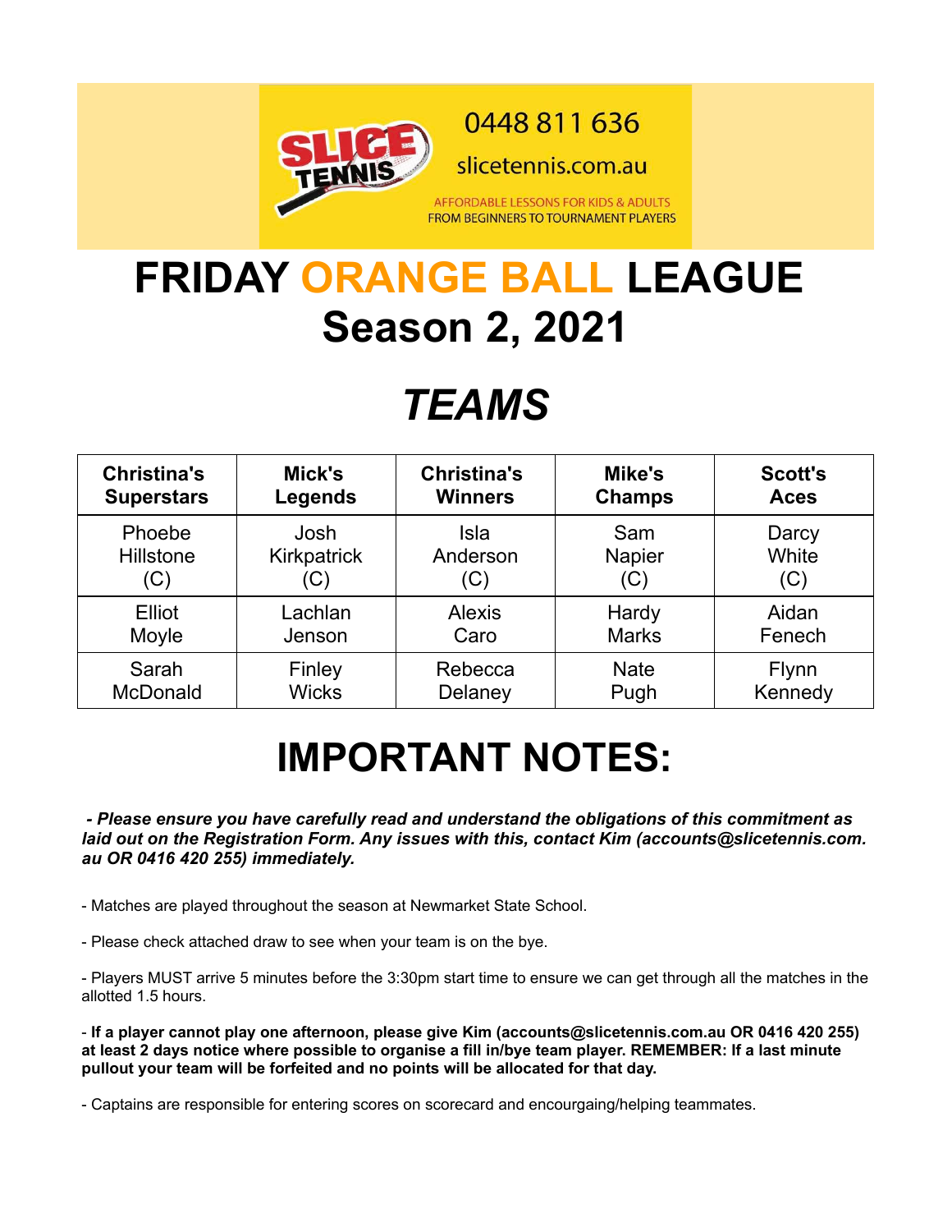0448 811 636

slicetennis.com.au

AFFORDABLE LESSONS FOR KIDS & ADULTS
FROM BEGINNERS TO TOURNAMENT PLAYERS

# FRIDAY ORANGE BALL LEAGUE
# Season 2, 2021

# *TEAMS*

| Christina's Superstars | Mick's Legends | Christina's Winners | Mike's Champs | Scott's Aces |
|---|---|---|---|---|
| Phoebe Hillstone (C) | Josh Kirkpatrick (C) | Isla Anderson (C) | Sam Napier (C) | Darcy White (C) |
| Elliot Moyle | Lachlan Jenson | Alexis Caro | Hardy Marks | Aidan Fenech |
| Sarah McDonald | Finley Wicks | Rebecca Delaney | Nate Pugh | Flynn Kennedy |

# IMPORTANT NOTES:

***- Please ensure you have carefully read and understand the obligations of this commitment as laid out on the Registration Form. Any issues with this, contact Kim (accounts@slicetennis.com.au OR 0416 420 255) immediately.***

- Matches are played throughout the season at Newmarket State School.

- Please check attached draw to see when your team is on the bye.

- Players MUST arrive 5 minutes before the 3:30pm start time to ensure we can get through all the matches in the allotted 1.5 hours.

- **If a player cannot play one afternoon, please give Kim (accounts@slicetennis.com.au OR 0416 420 255) at least 2 days notice where possible to organise a fill in/bye team player. REMEMBER: If a last minute pullout your team will be forfeited and no points will be allocated for that day.**

- Captains are responsible for entering scores on scorecard and encourgaing/helping teammates.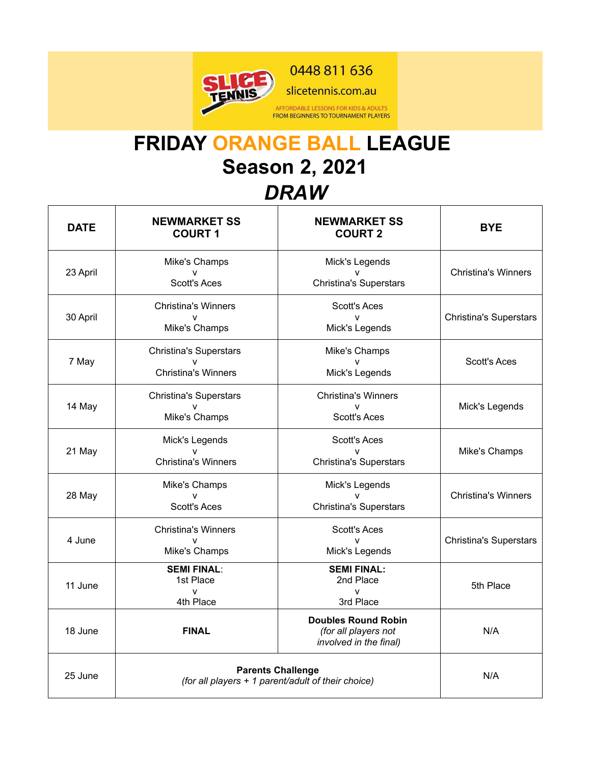0448 811 636

slicetennis.com.au

AFFORDABLE LESSONS FOR KIDS & ADULTS
FROM BEGINNERS TO TOURNAMENT PLAYERS

# FRIDAY ORANGE BALL LEAGUE
# Season 2, 2021
# *DRAW*

| DATE | NEWMARKET SS COURT 1 | NEWMARKET SS COURT 2 | BYE |
|---|---|---|---|
| 23 April | Mike's Champs v Scott's Aces | Mick's Legends v Christina's Superstars | Christina's Winners |
| 30 April | Christina's Winners v Mike's Champs | Scott's Aces v Mick's Legends | Christina's Superstars |
| 7 May | Christina's Superstars v Christina's Winners | Mike's Champs v Mick's Legends | Scott's Aces |
| 14 May | Christina's Superstars v Mike's Champs | Christina's Winners v Scott's Aces | Mick's Legends |
| 21 May | Mick's Legends v Christina's Winners | Scott's Aces v Christina's Superstars | Mike's Champs |
| 28 May | Mike's Champs v Scott's Aces | Mick's Legends v Christina's Superstars | Christina's Winners |
| 4 June | Christina's Winners v Mike's Champs | Scott's Aces v Mick's Legends | Christina's Superstars |
| 11 June | **SEMI FINAL**: 1st Place v 4th Place | **SEMI FINAL:** 2nd Place v 3rd Place | 5th Place |
| 18 June | **FINAL** | **Doubles Round Robin** *(for all players not involved in the final)* | N/A |
| 25 June | **Parents Challenge** *(for all players + 1 parent/adult of their choice)* | | N/A |